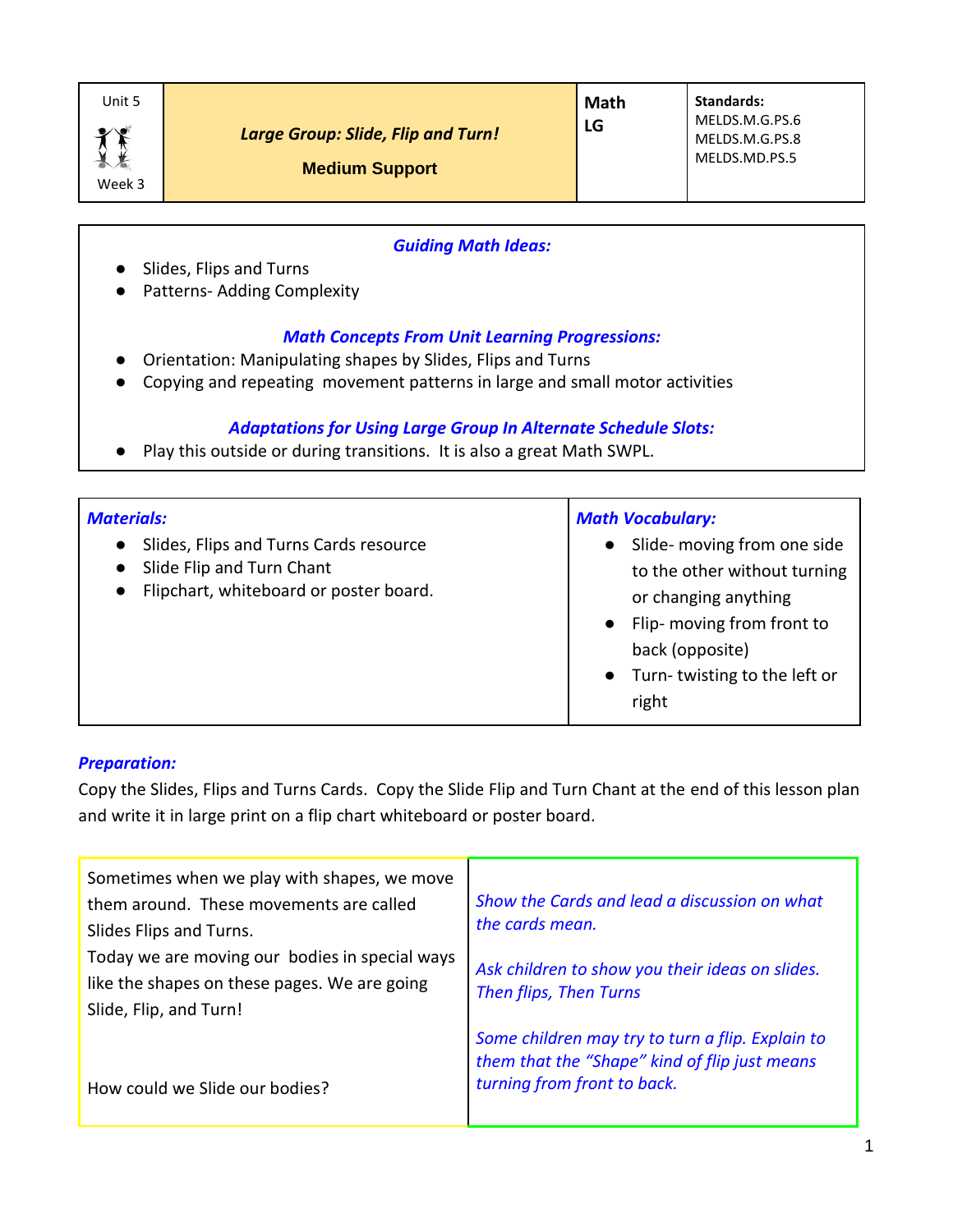| Unit 5 Week 3 | ***Large Group: Slide, Flip and Turn!*** **Medium Support** | **Math LG** | **Standards:** MELDS.M.G.PS.6 MELDS.M.G.PS.8 MELDS.MD.PS.5 |
|---|---|---|---|

***Guiding Math Ideas:***

- Slides, Flips and Turns
- Patterns- Adding Complexity

***Math Concepts From Unit Learning Progressions:***

- Orientation: Manipulating shapes by Slides, Flips and Turns
- Copying and repeating movement patterns in large and small motor activities

***Adaptations for Using Large Group In Alternate Schedule Slots:***

- Play this outside or during transitions. It is also a great Math SWPL.

| ***Materials:*** | ***Math Vocabulary:*** |
|---|---|
| • Slides, Flips and Turns Cards resource<br>• Slide Flip and Turn Chant<br>• Flipchart, whiteboard or poster board. | • Slide- moving from one side to the other without turning or changing anything<br>• Flip- moving from front to back (opposite)<br>• Turn- twisting to the left or right |

***Preparation:***

Copy the Slides, Flips and Turns Cards. Copy the Slide Flip and Turn Chant at the end of this lesson plan and write it in large print on a flip chart whiteboard or poster board.

| | |
|---|---|
| Sometimes when we play with shapes, we move them around. These movements are called Slides Flips and Turns.<br>Today we are moving our bodies in special ways like the shapes on these pages. We are going Slide, Flip, and Turn!<br><br>How could we Slide our bodies? | *Show the Cards and lead a discussion on what the cards mean.*<br><br>*Ask children to show you their ideas on slides. Then flips, Then Turns*<br><br>*Some children may try to turn a flip. Explain to them that the "Shape" kind of flip just means turning from front to back.* |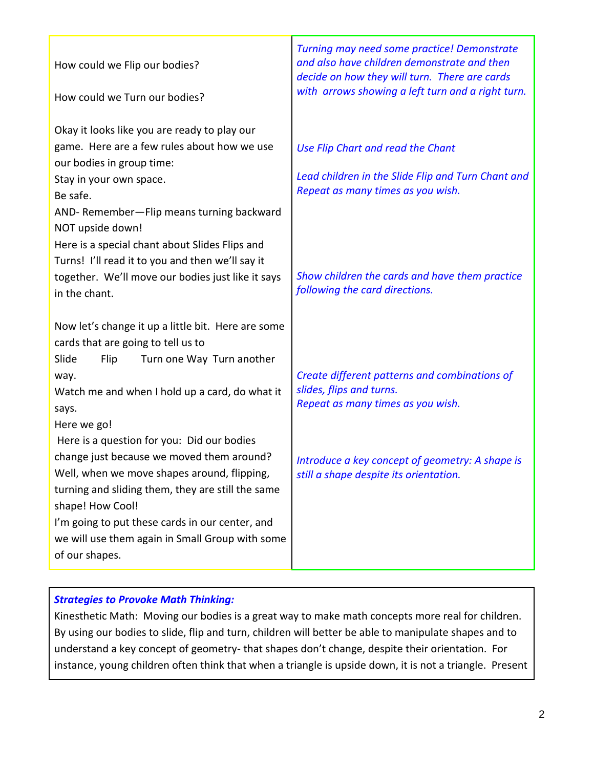| | |
|---|---|
| How could we Flip our bodies?<br><br>How could we Turn our bodies? | *Turning may need some practice! Demonstrate and also have children demonstrate and then decide on how they will turn. There are cards with arrows showing a left turn and a right turn.* |
| Okay it looks like you are ready to play our game. Here are a few rules about how we use our bodies in group time:<br>Stay in your own space.<br>Be safe.<br>AND- Remember—Flip means turning backward NOT upside down!<br>Here is a special chant about Slides Flips and Turns! I'll read it to you and then we'll say it together. We'll move our bodies just like it says in the chant. | *Use Flip Chart and read the Chant*<br><br>*Lead children in the Slide Flip and Turn Chant and Repeat as many times as you wish.* |
| Now let's change it up a little bit. Here are some cards that are going to tell us to<br>Slide Flip Turn one Way Turn another way.<br>Watch me and when I hold up a card, do what it says.<br>Here we go! | *Show children the cards and have them practice following the card directions.*<br><br>*Create different patterns and combinations of slides, flips and turns.*<br>*Repeat as many times as you wish.* |
| Here is a question for you: Did our bodies change just because we moved them around? Well, when we move shapes around, flipping, turning and sliding them, they are still the same shape! How Cool!<br>I'm going to put these cards in our center, and we will use them again in Small Group with some of our shapes. | *Introduce a key concept of geometry: A shape is still a shape despite its orientation.* |

***Strategies to Provoke Math Thinking:***

Kinesthetic Math: Moving our bodies is a great way to make math concepts more real for children. By using our bodies to slide, flip and turn, children will better be able to manipulate shapes and to understand a key concept of geometry- that shapes don't change, despite their orientation. For instance, young children often think that when a triangle is upside down, it is not a triangle. Present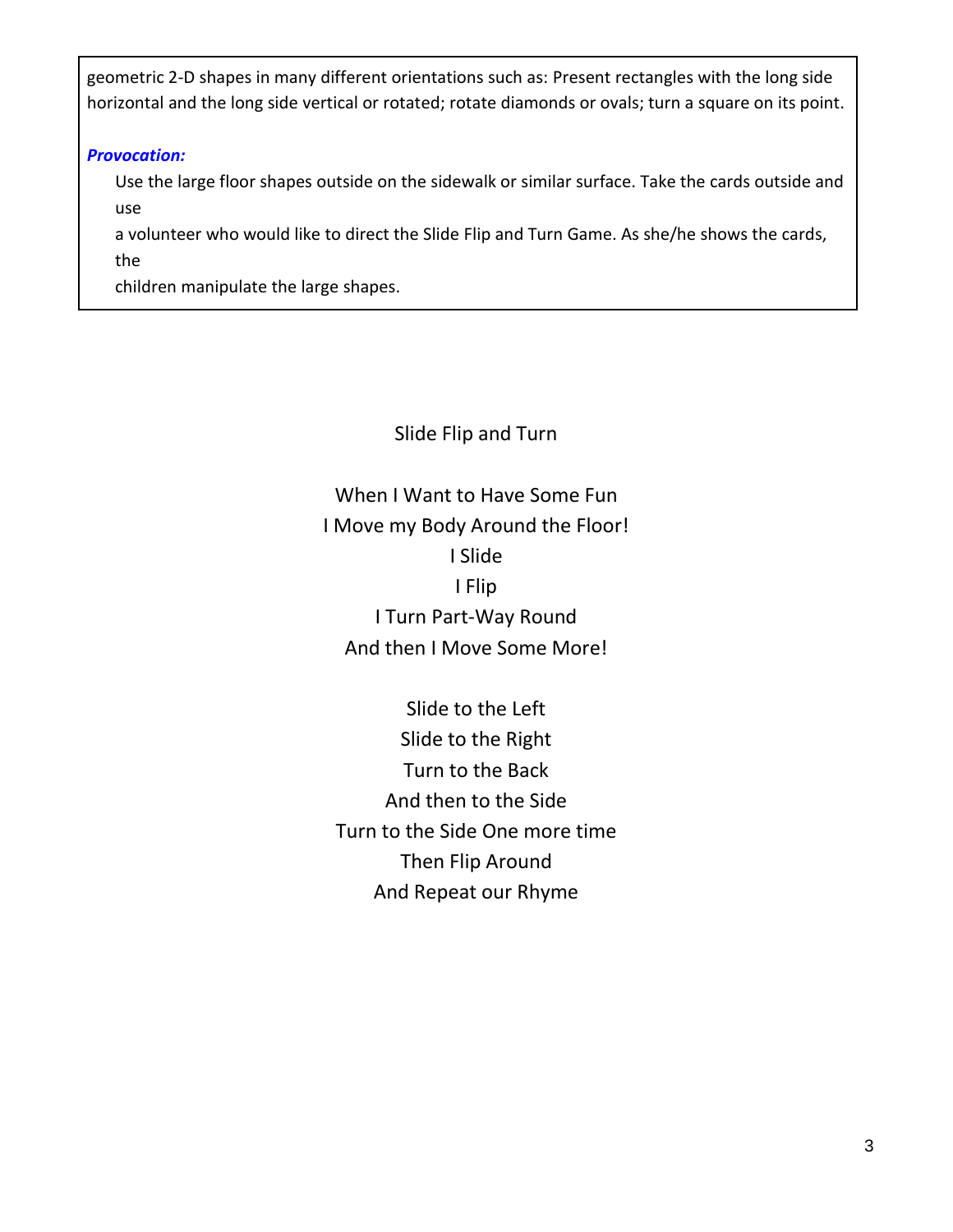geometric 2-D shapes in many different orientations such as: Present rectangles with the long side horizontal and the long side vertical or rotated; rotate diamonds or ovals; turn a square on its point.

***Provocation:***

Use the large floor shapes outside on the sidewalk or similar surface. Take the cards outside and use a volunteer who would like to direct the Slide Flip and Turn Game. As she/he shows the cards, the children manipulate the large shapes.

Slide Flip and Turn

When I Want to Have Some Fun  
I Move my Body Around the Floor!  
I Slide  
I Flip  
I Turn Part-Way Round  
And then I Move Some More!

Slide to the Left  
Slide to the Right  
Turn to the Back  
And then to the Side  
Turn to the Side One more time  
Then Flip Around  
And Repeat our Rhyme